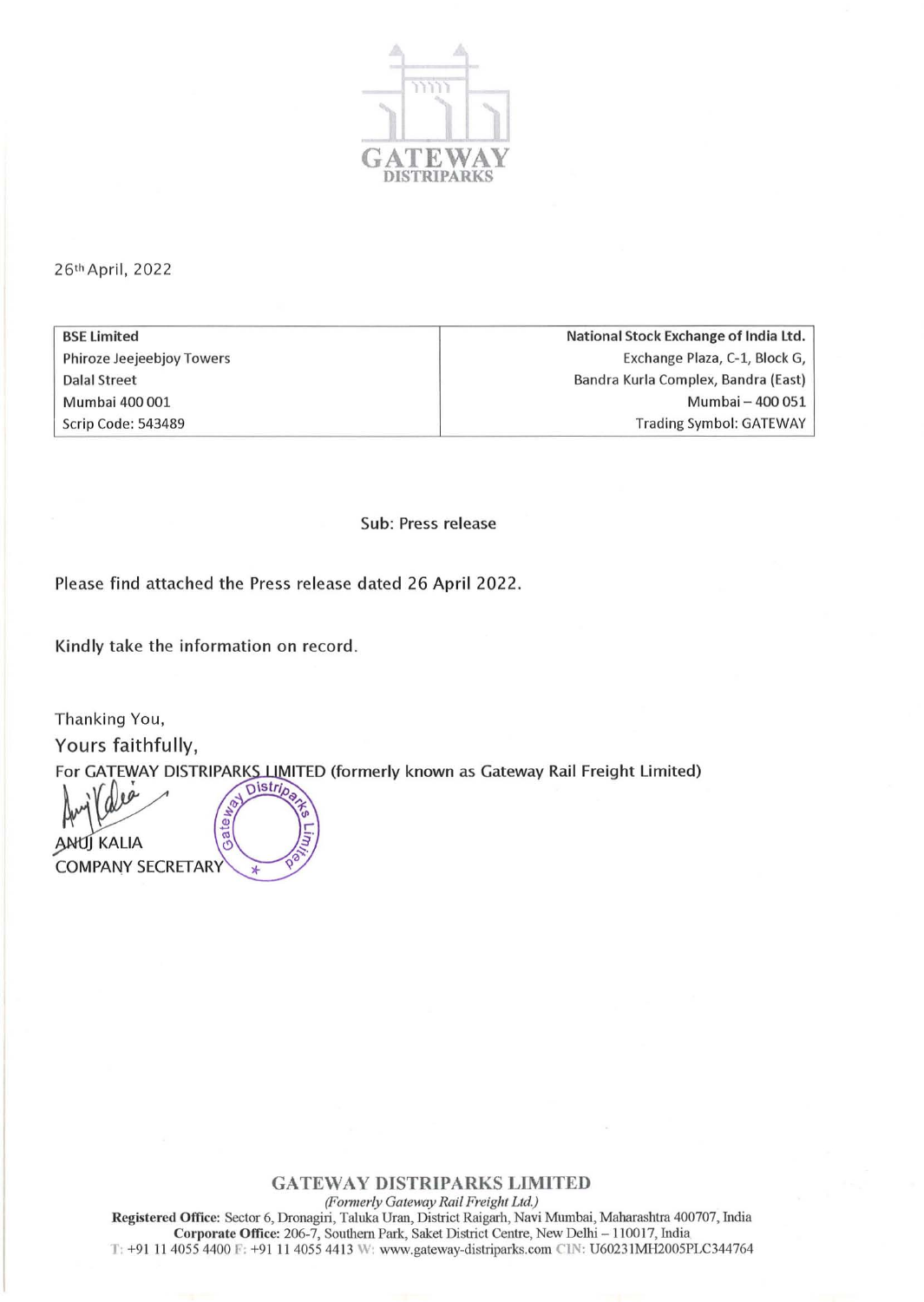GATEWAY DISTRIPARKS

26th April, 2022

| BSE Limited | National Stock Exchange of India Ltd. |
| --- | --- |
| Phiroze Jeejeebjoy Towers | Exchange Plaza, C-1, Block G, |
| Dalal Street | Bandra Kurla Complex, Bandra (East) |
| Mumbai 400 001 | Mumbai – 400 051 |
| Scrip Code: 543489 | Trading Symbol: GATEWAY |

Sub: Press release

Please find attached the Press release dated 26 April 2022.

Kindly take the information on record.

Thanking You,

Yours faithfully,

For GATEWAY DISTRIPARKS LIMITED (formerly known as Gateway Rail Freight Limited)

ANUJ KALIA
COMPANY SECRETARY

**GATEWAY DISTRIPARKS LIMITED**
*(Formerly Gateway Rail Freight Ltd.)*
**Registered Office:** Sector 6, Dronagiri, Taluka Uran, District Raigarh, Navi Mumbai, Maharashtra 400707, India
**Corporate Office:** 206-7, Southern Park, Saket District Centre, New Delhi – 110017, India
T: +91 11 4055 4400 F: +91 11 4055 4413 W: www.gateway-distriparks.com CIN: U60231MH2005PLC344764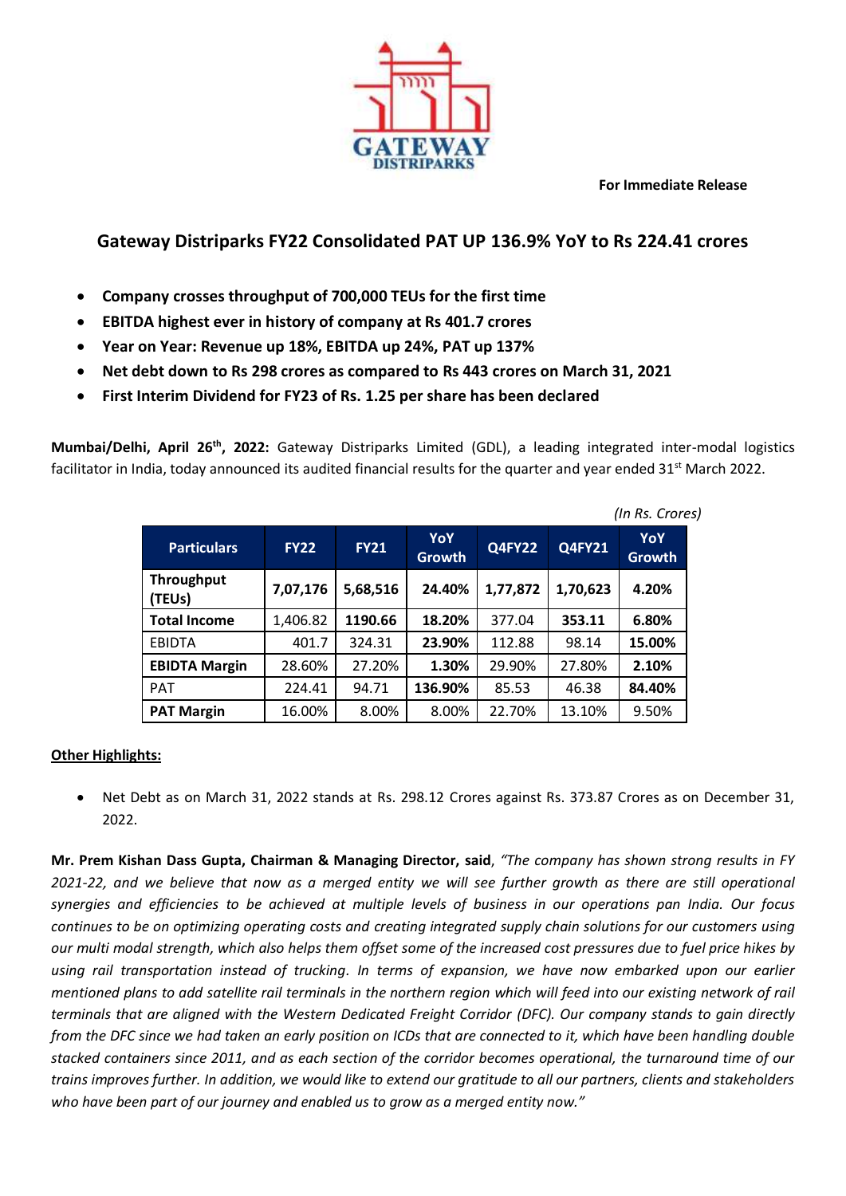**For Immediate Release**

## Gateway Distriparks FY22 Consolidated PAT UP 136.9% YoY to Rs 224.41 crores

- **Company crosses throughput of 700,000 TEUs for the first time**
- **EBITDA highest ever in history of company at Rs 401.7 crores**
- **Year on Year: Revenue up 18%, EBITDA up 24%, PAT up 137%**
- **Net debt down to Rs 298 crores as compared to Rs 443 crores on March 31, 2021**
- **First Interim Dividend for FY23 of Rs. 1.25 per share has been declared**

**Mumbai/Delhi, April 26th, 2022:** Gateway Distriparks Limited (GDL), a leading integrated inter-modal logistics facilitator in India, today announced its audited financial results for the quarter and year ended 31st March 2022.

*(In Rs. Crores)*

| Particulars | FY22 | FY21 | YoY Growth | Q4FY22 | Q4FY21 | YoY Growth |
|---|---|---|---|---|---|---|
| **Throughput (TEUs)** | **7,07,176** | **5,68,516** | **24.40%** | **1,77,872** | **1,70,623** | **4.20%** |
| **Total Income** | 1,406.82 | **1190.66** | **18.20%** | 377.04 | **353.11** | **6.80%** |
| EBIDTA | 401.7 | 324.31 | **23.90%** | 112.88 | 98.14 | **15.00%** |
| **EBIDTA Margin** | 28.60% | 27.20% | **1.30%** | 29.90% | 27.80% | **2.10%** |
| PAT | 224.41 | 94.71 | **136.90%** | 85.53 | 46.38 | **84.40%** |
| **PAT Margin** | 16.00% | 8.00% | 8.00% | 22.70% | 13.10% | 9.50% |

**Other Highlights:**

- Net Debt as on March 31, 2022 stands at Rs. 298.12 Crores against Rs. 373.87 Crores as on December 31, 2022.

**Mr. Prem Kishan Dass Gupta, Chairman & Managing Director, said**, *"The company has shown strong results in FY 2021-22, and we believe that now as a merged entity we will see further growth as there are still operational synergies and efficiencies to be achieved at multiple levels of business in our operations pan India. Our focus continues to be on optimizing operating costs and creating integrated supply chain solutions for our customers using our multi modal strength, which also helps them offset some of the increased cost pressures due to fuel price hikes by using rail transportation instead of trucking. In terms of expansion, we have now embarked upon our earlier mentioned plans to add satellite rail terminals in the northern region which will feed into our existing network of rail terminals that are aligned with the Western Dedicated Freight Corridor (DFC). Our company stands to gain directly from the DFC since we had taken an early position on ICDs that are connected to it, which have been handling double stacked containers since 2011, and as each section of the corridor becomes operational, the turnaround time of our trains improves further. In addition, we would like to extend our gratitude to all our partners, clients and stakeholders who have been part of our journey and enabled us to grow as a merged entity now."*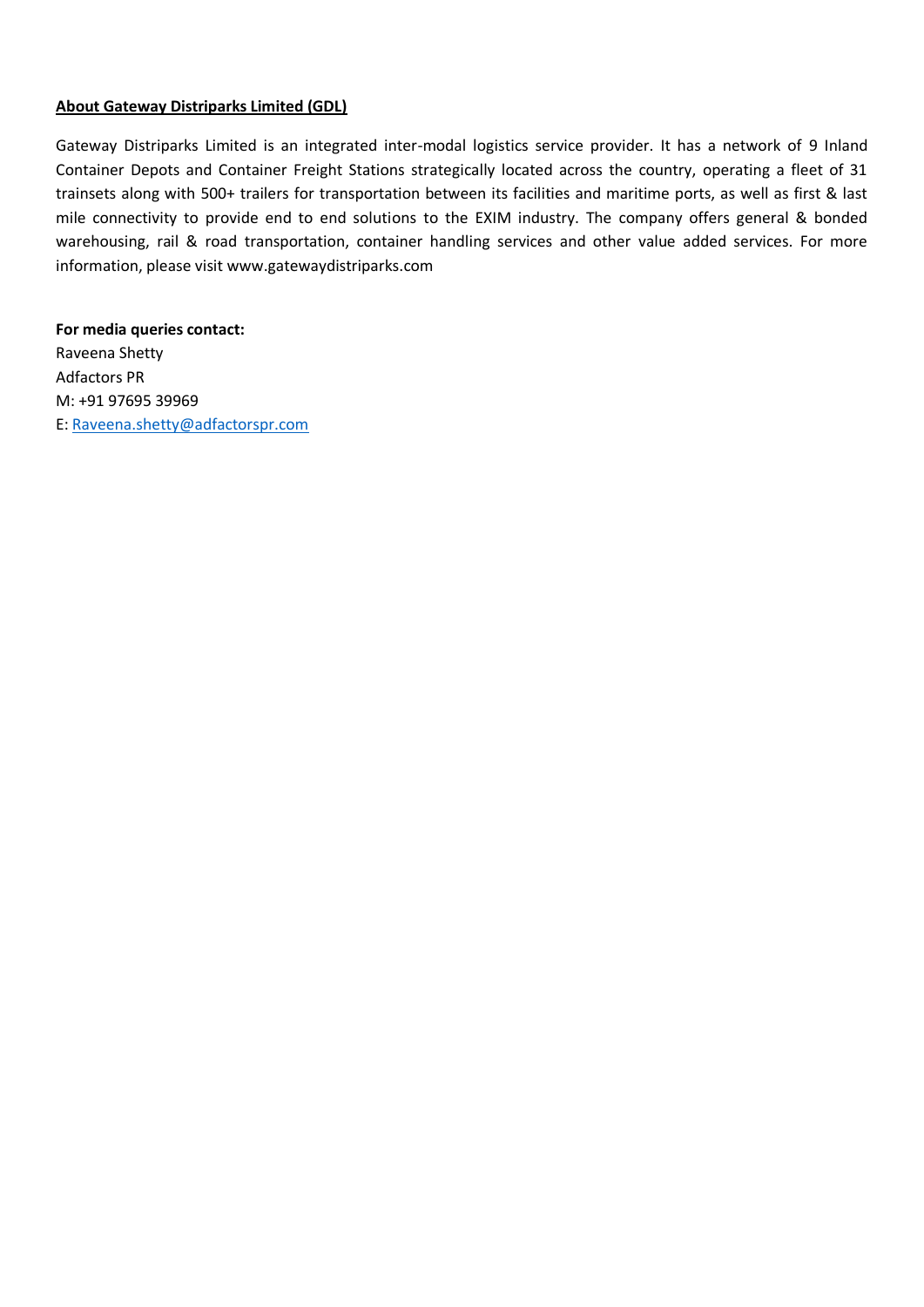**<u>About Gateway Distriparks Limited (GDL)</u>**

Gateway Distriparks Limited is an integrated inter-modal logistics service provider. It has a network of 9 Inland Container Depots and Container Freight Stations strategically located across the country, operating a fleet of 31 trainsets along with 500+ trailers for transportation between its facilities and maritime ports, as well as first & last mile connectivity to provide end to end solutions to the EXIM industry. The company offers general & bonded warehousing, rail & road transportation, container handling services and other value added services. For more information, please visit www.gatewaydistriparks.com

**For media queries contact:**
Raveena Shetty
Adfactors PR
M: +91 97695 39969
E: [Raveena.shetty@adfactorspr.com](mailto:Raveena.shetty@adfactorspr.com)